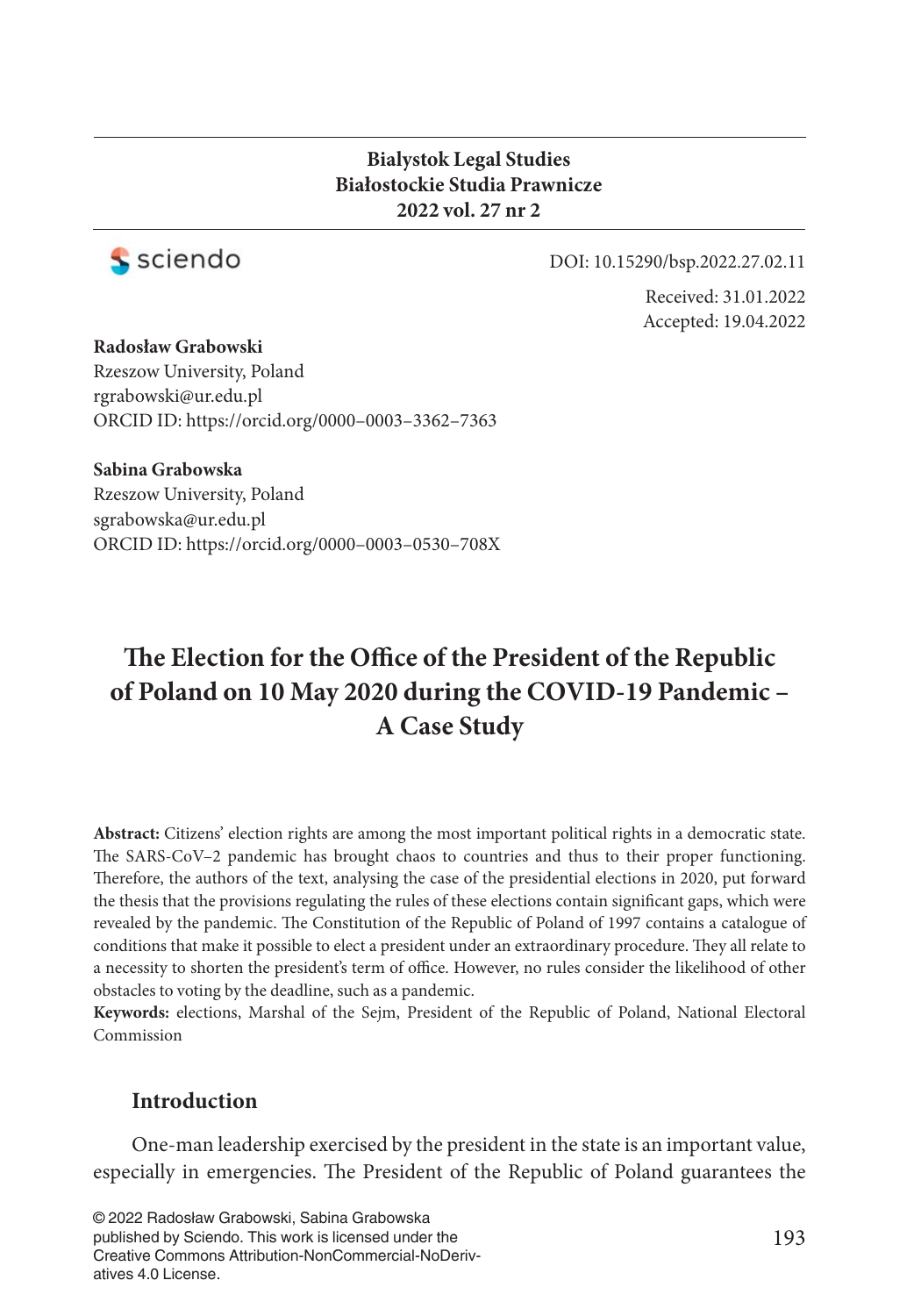**Bialystok Legal Studies**
**Białostockie Studia Prawnicze**
**2022 vol. 27 nr 2**

DOI: 10.15290/bsp.2022.27.02.11

Received: 31.01.2022
Accepted: 19.04.2022

**Radosław Grabowski**
Rzeszow University, Poland
rgrabowski@ur.edu.pl
ORCID ID: https://orcid.org/0000–0003–3362–7363

**Sabina Grabowska**
Rzeszow University, Poland
sgrabowska@ur.edu.pl
ORCID ID: https://orcid.org/0000–0003–0530–708X

# The Election for the Office of the President of the Republic of Poland on 10 May 2020 during the COVID-19 Pandemic – A Case Study

**Abstract:** Citizens' election rights are among the most important political rights in a democratic state. The SARS-CoV–2 pandemic has brought chaos to countries and thus to their proper functioning. Therefore, the authors of the text, analysing the case of the presidential elections in 2020, put forward the thesis that the provisions regulating the rules of these elections contain significant gaps, which were revealed by the pandemic. The Constitution of the Republic of Poland of 1997 contains a catalogue of conditions that make it possible to elect a president under an extraordinary procedure. They all relate to a necessity to shorten the president's term of office. However, no rules consider the likelihood of other obstacles to voting by the deadline, such as a pandemic.

**Keywords:** elections, Marshal of the Sejm, President of the Republic of Poland, National Electoral Commission

## Introduction

One-man leadership exercised by the president in the state is an important value, especially in emergencies. The President of the Republic of Poland guarantees the

© 2022 Radosław Grabowski, Sabina Grabowska published by Sciendo. This work is licensed under the Creative Commons Attribution-NonCommercial-NoDerivatives 4.0 License.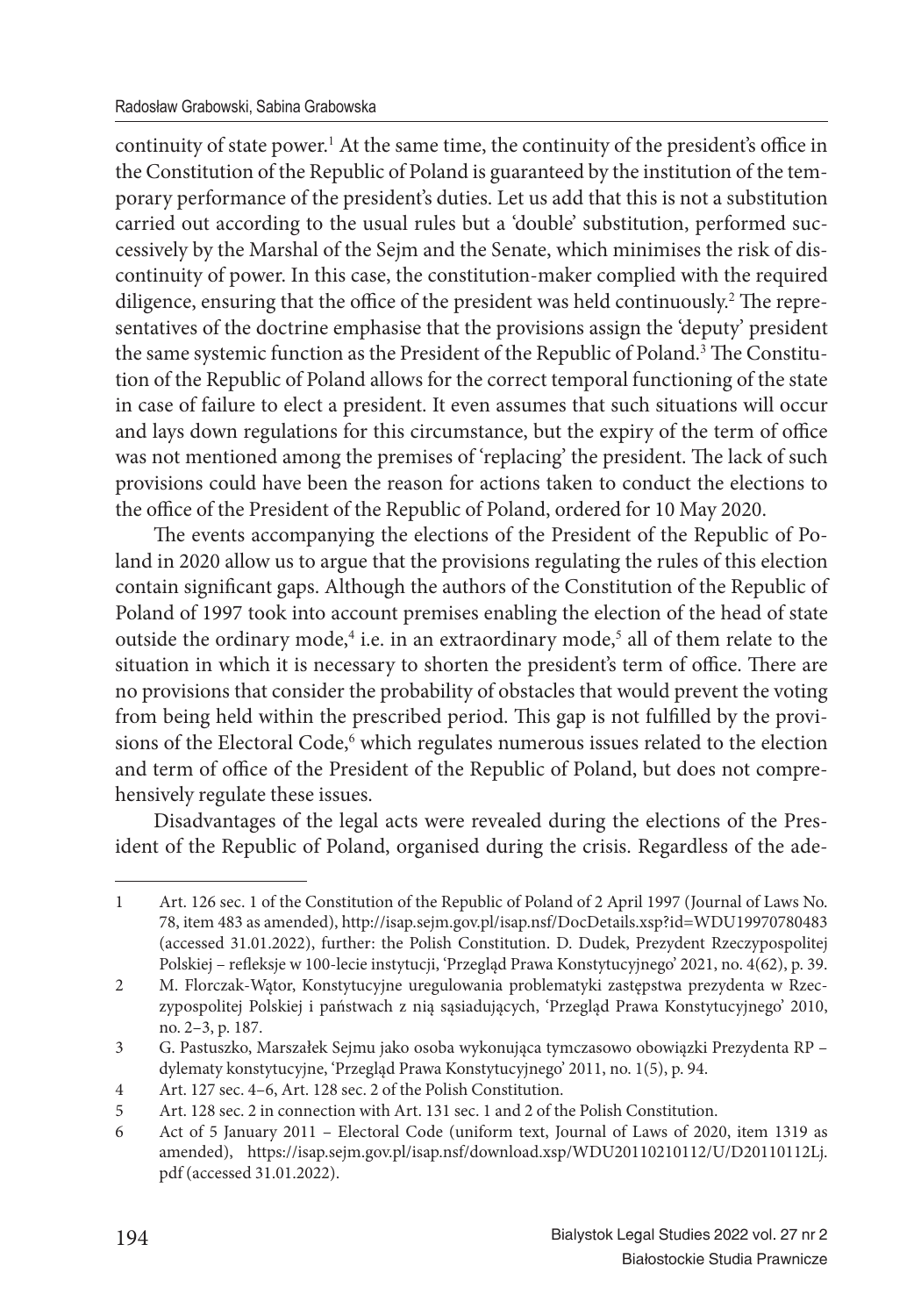continuity of state power.[1] At the same time, the continuity of the president's office in the Constitution of the Republic of Poland is guaranteed by the institution of the temporary performance of the president's duties. Let us add that this is not a substitution carried out according to the usual rules but a 'double' substitution, performed successively by the Marshal of the Sejm and the Senate, which minimises the risk of discontinuity of power. In this case, the constitution-maker complied with the required diligence, ensuring that the office of the president was held continuously.[2] The representatives of the doctrine emphasise that the provisions assign the 'deputy' president the same systemic function as the President of the Republic of Poland.[3] The Constitution of the Republic of Poland allows for the correct temporal functioning of the state in case of failure to elect a president. It even assumes that such situations will occur and lays down regulations for this circumstance, but the expiry of the term of office was not mentioned among the premises of 'replacing' the president. The lack of such provisions could have been the reason for actions taken to conduct the elections to the office of the President of the Republic of Poland, ordered for 10 May 2020.

The events accompanying the elections of the President of the Republic of Poland in 2020 allow us to argue that the provisions regulating the rules of this election contain significant gaps. Although the authors of the Constitution of the Republic of Poland of 1997 took into account premises enabling the election of the head of state outside the ordinary mode,[4] i.e. in an extraordinary mode,[5] all of them relate to the situation in which it is necessary to shorten the president's term of office. There are no provisions that consider the probability of obstacles that would prevent the voting from being held within the prescribed period. This gap is not fulfilled by the provisions of the Electoral Code,[6] which regulates numerous issues related to the election and term of office of the President of the Republic of Poland, but does not comprehensively regulate these issues.

Disadvantages of the legal acts were revealed during the elections of the President of the Republic of Poland, organised during the crisis. Regardless of the ade-

---

1 Art. 126 sec. 1 of the Constitution of the Republic of Poland of 2 April 1997 (Journal of Laws No. 78, item 483 as amended), http://isap.sejm.gov.pl/isap.nsf/DocDetails.xsp?id=WDU19970780483 (accessed 31.01.2022), further: the Polish Constitution. D. Dudek, Prezydent Rzeczypospolitej Polskiej – refleksje w 100-lecie instytucji, 'Przegląd Prawa Konstytucyjnego' 2021, no. 4(62), p. 39.

2 M. Florczak-Wątor, Konstytucyjne uregulowania problematyki zastępstwa prezydenta w Rzeczypospolitej Polskiej i państwach z nią sąsiadujących, 'Przegląd Prawa Konstytucyjnego' 2010, no. 2–3, p. 187.

3 G. Pastuszko, Marszałek Sejmu jako osoba wykonująca tymczasowo obowiązki Prezydenta RP – dylematy konstytucyjne, 'Przegląd Prawa Konstytucyjnego' 2011, no. 1(5), p. 94.

4 Art. 127 sec. 4–6, Art. 128 sec. 2 of the Polish Constitution.

5 Art. 128 sec. 2 in connection with Art. 131 sec. 1 and 2 of the Polish Constitution.

6 Act of 5 January 2011 – Electoral Code (uniform text, Journal of Laws of 2020, item 1319 as amended), https://isap.sejm.gov.pl/isap.nsf/download.xsp/WDU20110210112/U/D20110112Lj.pdf (accessed 31.01.2022).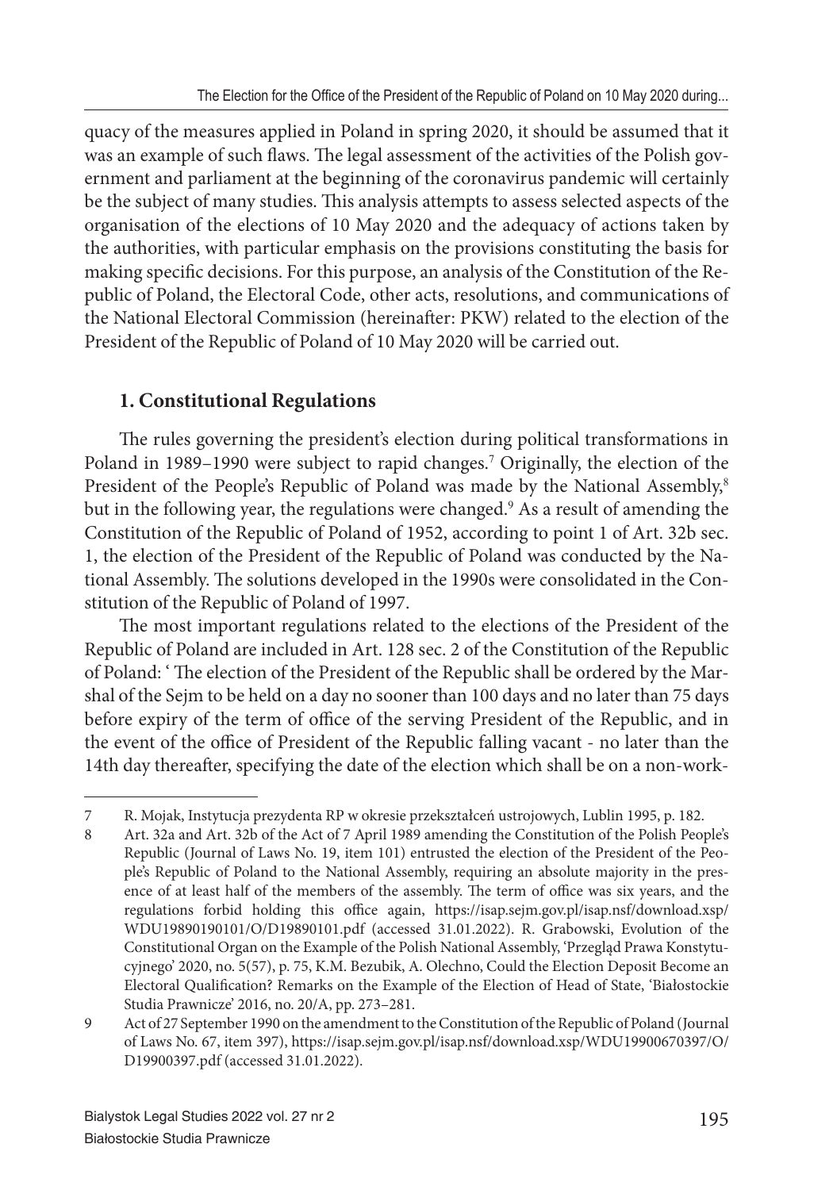quacy of the measures applied in Poland in spring 2020, it should be assumed that it was an example of such flaws. The legal assessment of the activities of the Polish government and parliament at the beginning of the coronavirus pandemic will certainly be the subject of many studies. This analysis attempts to assess selected aspects of the organisation of the elections of 10 May 2020 and the adequacy of actions taken by the authorities, with particular emphasis on the provisions constituting the basis for making specific decisions. For this purpose, an analysis of the Constitution of the Republic of Poland, the Electoral Code, other acts, resolutions, and communications of the National Electoral Commission (hereinafter: PKW) related to the election of the President of the Republic of Poland of 10 May 2020 will be carried out.

## 1. Constitutional Regulations

The rules governing the president's election during political transformations in Poland in 1989–1990 were subject to rapid changes.[7] Originally, the election of the President of the People's Republic of Poland was made by the National Assembly,[8] but in the following year, the regulations were changed.[9] As a result of amending the Constitution of the Republic of Poland of 1952, according to point 1 of Art. 32b sec. 1, the election of the President of the Republic of Poland was conducted by the National Assembly. The solutions developed in the 1990s were consolidated in the Constitution of the Republic of Poland of 1997.

The most important regulations related to the elections of the President of the Republic of Poland are included in Art. 128 sec. 2 of the Constitution of the Republic of Poland: ' The election of the President of the Republic shall be ordered by the Marshal of the Sejm to be held on a day no sooner than 100 days and no later than 75 days before expiry of the term of office of the serving President of the Republic, and in the event of the office of President of the Republic falling vacant - no later than the 14th day thereafter, specifying the date of the election which shall be on a non-work-

---

7 R. Mojak, Instytucja prezydenta RP w okresie przekształceń ustrojowych, Lublin 1995, p. 182.

8 Art. 32a and Art. 32b of the Act of 7 April 1989 amending the Constitution of the Polish People's Republic (Journal of Laws No. 19, item 101) entrusted the election of the President of the People's Republic of Poland to the National Assembly, requiring an absolute majority in the presence of at least half of the members of the assembly. The term of office was six years, and the regulations forbid holding this office again, https://isap.sejm.gov.pl/isap.nsf/download.xsp/WDU19890190101/O/D19890101.pdf (accessed 31.01.2022). R. Grabowski, Evolution of the Constitutional Organ on the Example of the Polish National Assembly, 'Przegląd Prawa Konstytucyjnego' 2020, no. 5(57), p. 75, K.M. Bezubik, A. Olechno, Could the Election Deposit Become an Electoral Qualification? Remarks on the Example of the Election of Head of State, 'Białostockie Studia Prawnicze' 2016, no. 20/A, pp. 273–281.

9 Act of 27 September 1990 on the amendment to the Constitution of the Republic of Poland (Journal of Laws No. 67, item 397), https://isap.sejm.gov.pl/isap.nsf/download.xsp/WDU19900670397/O/D19900397.pdf (accessed 31.01.2022).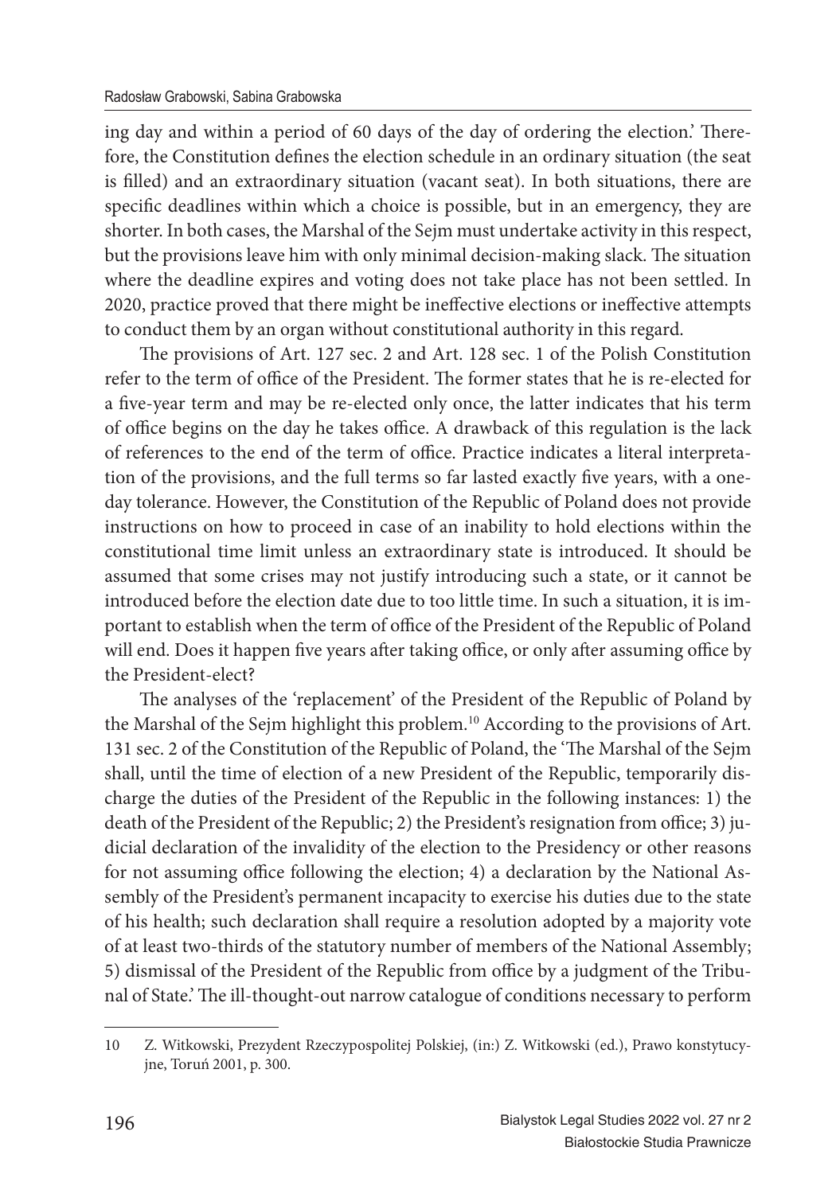ing day and within a period of 60 days of the day of ordering the election.' Therefore, the Constitution defines the election schedule in an ordinary situation (the seat is filled) and an extraordinary situation (vacant seat). In both situations, there are specific deadlines within which a choice is possible, but in an emergency, they are shorter. In both cases, the Marshal of the Sejm must undertake activity in this respect, but the provisions leave him with only minimal decision-making slack. The situation where the deadline expires and voting does not take place has not been settled. In 2020, practice proved that there might be ineffective elections or ineffective attempts to conduct them by an organ without constitutional authority in this regard.

The provisions of Art. 127 sec. 2 and Art. 128 sec. 1 of the Polish Constitution refer to the term of office of the President. The former states that he is re-elected for a five-year term and may be re-elected only once, the latter indicates that his term of office begins on the day he takes office. A drawback of this regulation is the lack of references to the end of the term of office. Practice indicates a literal interpretation of the provisions, and the full terms so far lasted exactly five years, with a one-day tolerance. However, the Constitution of the Republic of Poland does not provide instructions on how to proceed in case of an inability to hold elections within the constitutional time limit unless an extraordinary state is introduced. It should be assumed that some crises may not justify introducing such a state, or it cannot be introduced before the election date due to too little time. In such a situation, it is important to establish when the term of office of the President of the Republic of Poland will end. Does it happen five years after taking office, or only after assuming office by the President-elect?

The analyses of the 'replacement' of the President of the Republic of Poland by the Marshal of the Sejm highlight this problem.[10] According to the provisions of Art. 131 sec. 2 of the Constitution of the Republic of Poland, the 'The Marshal of the Sejm shall, until the time of election of a new President of the Republic, temporarily discharge the duties of the President of the Republic in the following instances: 1) the death of the President of the Republic; 2) the President's resignation from office; 3) judicial declaration of the invalidity of the election to the Presidency or other reasons for not assuming office following the election; 4) a declaration by the National Assembly of the President's permanent incapacity to exercise his duties due to the state of his health; such declaration shall require a resolution adopted by a majority vote of at least two-thirds of the statutory number of members of the National Assembly; 5) dismissal of the President of the Republic from office by a judgment of the Tribunal of State.' The ill-thought-out narrow catalogue of conditions necessary to perform

---

10 Z. Witkowski, Prezydent Rzeczypospolitej Polskiej, (in:) Z. Witkowski (ed.), Prawo konstytucyjne, Toruń 2001, p. 300.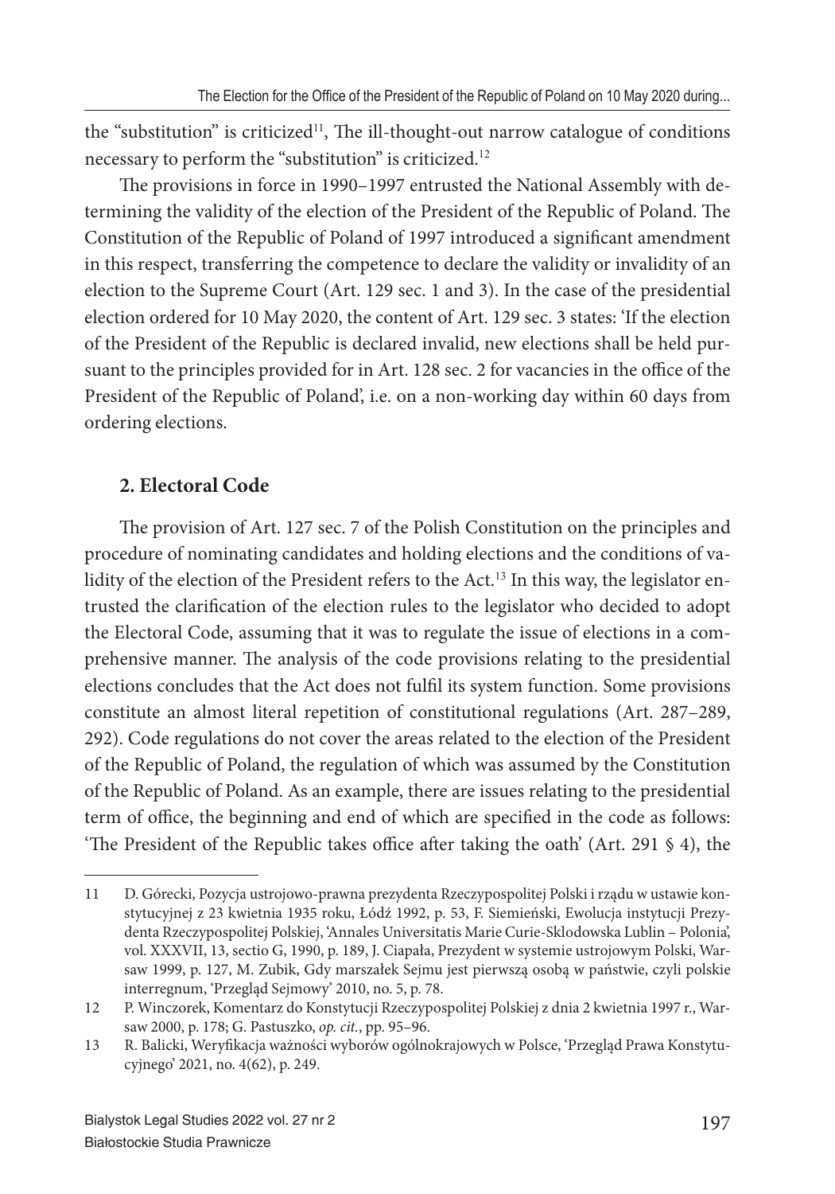the "substitution" is criticized[11], The ill-thought-out narrow catalogue of conditions necessary to perform the "substitution" is criticized.[12]

The provisions in force in 1990–1997 entrusted the National Assembly with determining the validity of the election of the President of the Republic of Poland. The Constitution of the Republic of Poland of 1997 introduced a significant amendment in this respect, transferring the competence to declare the validity or invalidity of an election to the Supreme Court (Art. 129 sec. 1 and 3). In the case of the presidential election ordered for 10 May 2020, the content of Art. 129 sec. 3 states: 'If the election of the President of the Republic is declared invalid, new elections shall be held pursuant to the principles provided for in Art. 128 sec. 2 for vacancies in the office of the President of the Republic of Poland', i.e. on a non-working day within 60 days from ordering elections.

## 2. Electoral Code

The provision of Art. 127 sec. 7 of the Polish Constitution on the principles and procedure of nominating candidates and holding elections and the conditions of validity of the election of the President refers to the Act.[13] In this way, the legislator entrusted the clarification of the election rules to the legislator who decided to adopt the Electoral Code, assuming that it was to regulate the issue of elections in a comprehensive manner. The analysis of the code provisions relating to the presidential elections concludes that the Act does not fulfil its system function. Some provisions constitute an almost literal repetition of constitutional regulations (Art. 287–289, 292). Code regulations do not cover the areas related to the election of the President of the Republic of Poland, the regulation of which was assumed by the Constitution of the Republic of Poland. As an example, there are issues relating to the presidential term of office, the beginning and end of which are specified in the code as follows: 'The President of the Republic takes office after taking the oath' (Art. 291 § 4), the

---

11 D. Górecki, Pozycja ustrojowo-prawna prezydenta Rzeczypospolitej Polski i rządu w ustawie konstytucyjnej z 23 kwietnia 1935 roku, Łódź 1992, p. 53, F. Siemieński, Ewolucja instytucji Prezydenta Rzeczypospolitej Polskiej, 'Annales Universitatis Marie Curie-Sklodowska Lublin – Polonia', vol. XXXVII, 13, sectio G, 1990, p. 189, J. Ciapała, Prezydent w systemie ustrojowym Polski, Warsaw 1999, p. 127, M. Zubik, Gdy marszałek Sejmu jest pierwszą osobą w państwie, czyli polskie interregnum, 'Przegląd Sejmowy' 2010, no. 5, p. 78.

12 P. Winczorek, Komentarz do Konstytucji Rzeczypospolitej Polskiej z dnia 2 kwietnia 1997 r., Warsaw 2000, p. 178; G. Pastuszko, *op. cit.*, pp. 95–96.

13 R. Balicki, Weryfikacja ważności wyborów ogólnokrajowych w Polsce, 'Przegląd Prawa Konstytucyjnego' 2021, no. 4(62), p. 249.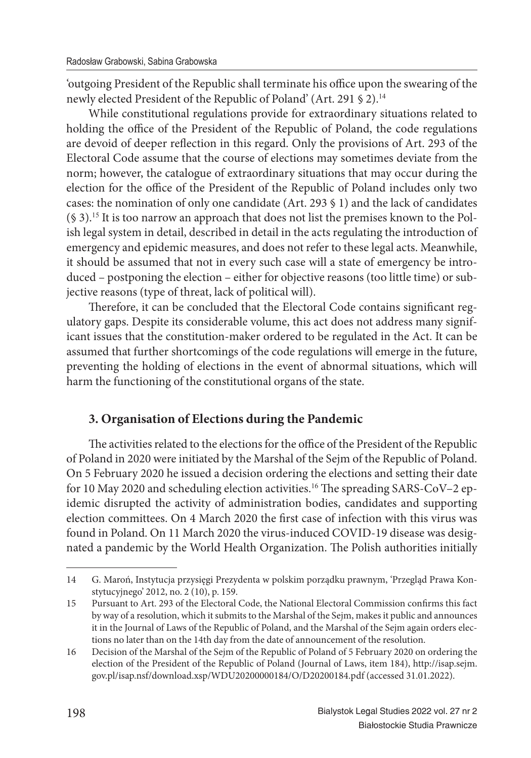'outgoing President of the Republic shall terminate his office upon the swearing of the newly elected President of the Republic of Poland' (Art. 291 § 2).[14]

While constitutional regulations provide for extraordinary situations related to holding the office of the President of the Republic of Poland, the code regulations are devoid of deeper reflection in this regard. Only the provisions of Art. 293 of the Electoral Code assume that the course of elections may sometimes deviate from the norm; however, the catalogue of extraordinary situations that may occur during the election for the office of the President of the Republic of Poland includes only two cases: the nomination of only one candidate (Art. 293 § 1) and the lack of candidates (§ 3).[15] It is too narrow an approach that does not list the premises known to the Polish legal system in detail, described in detail in the acts regulating the introduction of emergency and epidemic measures, and does not refer to these legal acts. Meanwhile, it should be assumed that not in every such case will a state of emergency be introduced – postponing the election – either for objective reasons (too little time) or subjective reasons (type of threat, lack of political will).

Therefore, it can be concluded that the Electoral Code contains significant regulatory gaps. Despite its considerable volume, this act does not address many significant issues that the constitution-maker ordered to be regulated in the Act. It can be assumed that further shortcomings of the code regulations will emerge in the future, preventing the holding of elections in the event of abnormal situations, which will harm the functioning of the constitutional organs of the state.

## 3. Organisation of Elections during the Pandemic

The activities related to the elections for the office of the President of the Republic of Poland in 2020 were initiated by the Marshal of the Sejm of the Republic of Poland. On 5 February 2020 he issued a decision ordering the elections and setting their date for 10 May 2020 and scheduling election activities.[16] The spreading SARS-CoV–2 epidemic disrupted the activity of administration bodies, candidates and supporting election committees. On 4 March 2020 the first case of infection with this virus was found in Poland. On 11 March 2020 the virus-induced COVID-19 disease was designated a pandemic by the World Health Organization. The Polish authorities initially

---

14 G. Maroń, Instytucja przysięgi Prezydenta w polskim porządku prawnym, 'Przegląd Prawa Konstytucyjnego' 2012, no. 2 (10), p. 159.

15 Pursuant to Art. 293 of the Electoral Code, the National Electoral Commission confirms this fact by way of a resolution, which it submits to the Marshal of the Sejm, makes it public and announces it in the Journal of Laws of the Republic of Poland, and the Marshal of the Sejm again orders elections no later than on the 14th day from the date of announcement of the resolution.

16 Decision of the Marshal of the Sejm of the Republic of Poland of 5 February 2020 on ordering the election of the President of the Republic of Poland (Journal of Laws, item 184), http://isap.sejm.gov.pl/isap.nsf/download.xsp/WDU20200000184/O/D20200184.pdf (accessed 31.01.2022).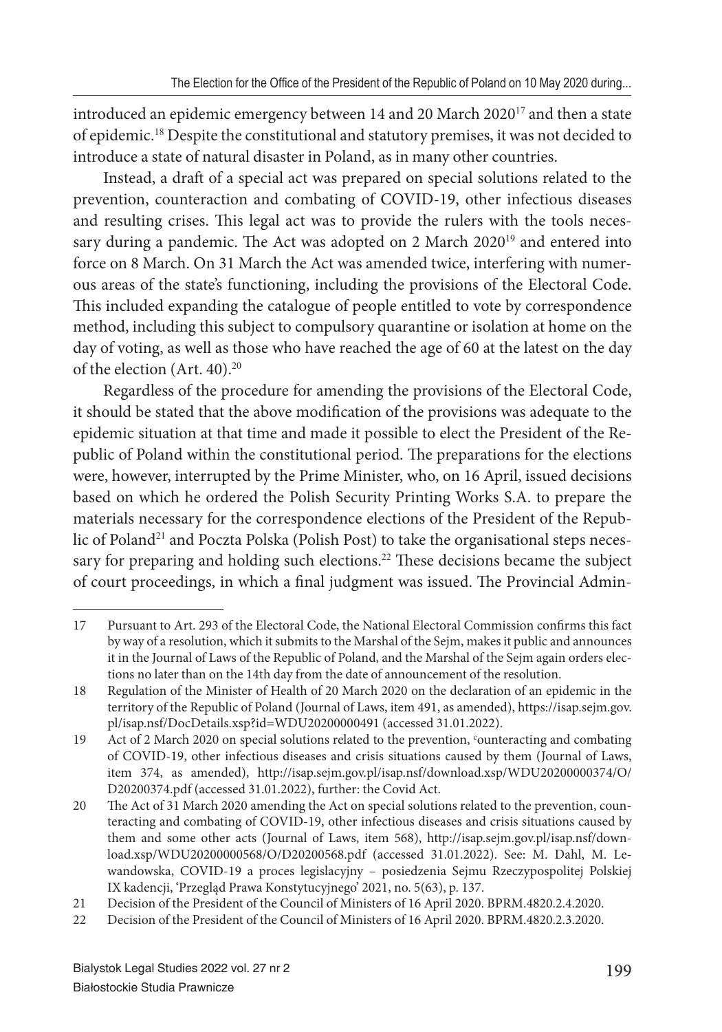introduced an epidemic emergency between 14 and 20 March 2020[17] and then a state of epidemic.[18] Despite the constitutional and statutory premises, it was not decided to introduce a state of natural disaster in Poland, as in many other countries.

Instead, a draft of a special act was prepared on special solutions related to the prevention, counteraction and combating of COVID-19, other infectious diseases and resulting crises. This legal act was to provide the rulers with the tools necessary during a pandemic. The Act was adopted on 2 March 2020[19] and entered into force on 8 March. On 31 March the Act was amended twice, interfering with numerous areas of the state's functioning, including the provisions of the Electoral Code. This included expanding the catalogue of people entitled to vote by correspondence method, including this subject to compulsory quarantine or isolation at home on the day of voting, as well as those who have reached the age of 60 at the latest on the day of the election (Art. 40).[20]

Regardless of the procedure for amending the provisions of the Electoral Code, it should be stated that the above modification of the provisions was adequate to the epidemic situation at that time and made it possible to elect the President of the Republic of Poland within the constitutional period. The preparations for the elections were, however, interrupted by the Prime Minister, who, on 16 April, issued decisions based on which he ordered the Polish Security Printing Works S.A. to prepare the materials necessary for the correspondence elections of the President of the Republic of Poland[21] and Poczta Polska (Polish Post) to take the organisational steps necessary for preparing and holding such elections.[22] These decisions became the subject of court proceedings, in which a final judgment was issued. The Provincial Admin-

---

17 Pursuant to Art. 293 of the Electoral Code, the National Electoral Commission confirms this fact by way of a resolution, which it submits to the Marshal of the Sejm, makes it public and announces it in the Journal of Laws of the Republic of Poland, and the Marshal of the Sejm again orders elections no later than on the 14th day from the date of announcement of the resolution.

18 Regulation of the Minister of Health of 20 March 2020 on the declaration of an epidemic in the territory of the Republic of Poland (Journal of Laws, item 491, as amended), https://isap.sejm.gov.pl/isap.nsf/DocDetails.xsp?id=WDU20200000491 (accessed 31.01.2022).

19 Act of 2 March 2020 on special solutions related to the prevention, counteracting and combating of COVID-19, other infectious diseases and crisis situations caused by them (Journal of Laws, item 374, as amended), http://isap.sejm.gov.pl/isap.nsf/download.xsp/WDU20200000374/O/D20200374.pdf (accessed 31.01.2022), further: the Covid Act.

20 The Act of 31 March 2020 amending the Act on special solutions related to the prevention, counteracting and combating of COVID-19, other infectious diseases and crisis situations caused by them and some other acts (Journal of Laws, item 568), http://isap.sejm.gov.pl/isap.nsf/download.xsp/WDU20200000568/O/D20200568.pdf (accessed 31.01.2022). See: M. Dahl, M. Lewandowska, COVID-19 a proces legislacyjny – posiedzenia Sejmu Rzeczypospolitej Polskiej IX kadencji, 'Przegląd Prawa Konstytucyjnego' 2021, no. 5(63), p. 137.

21 Decision of the President of the Council of Ministers of 16 April 2020. BPRM.4820.2.4.2020.

22 Decision of the President of the Council of Ministers of 16 April 2020. BPRM.4820.2.3.2020.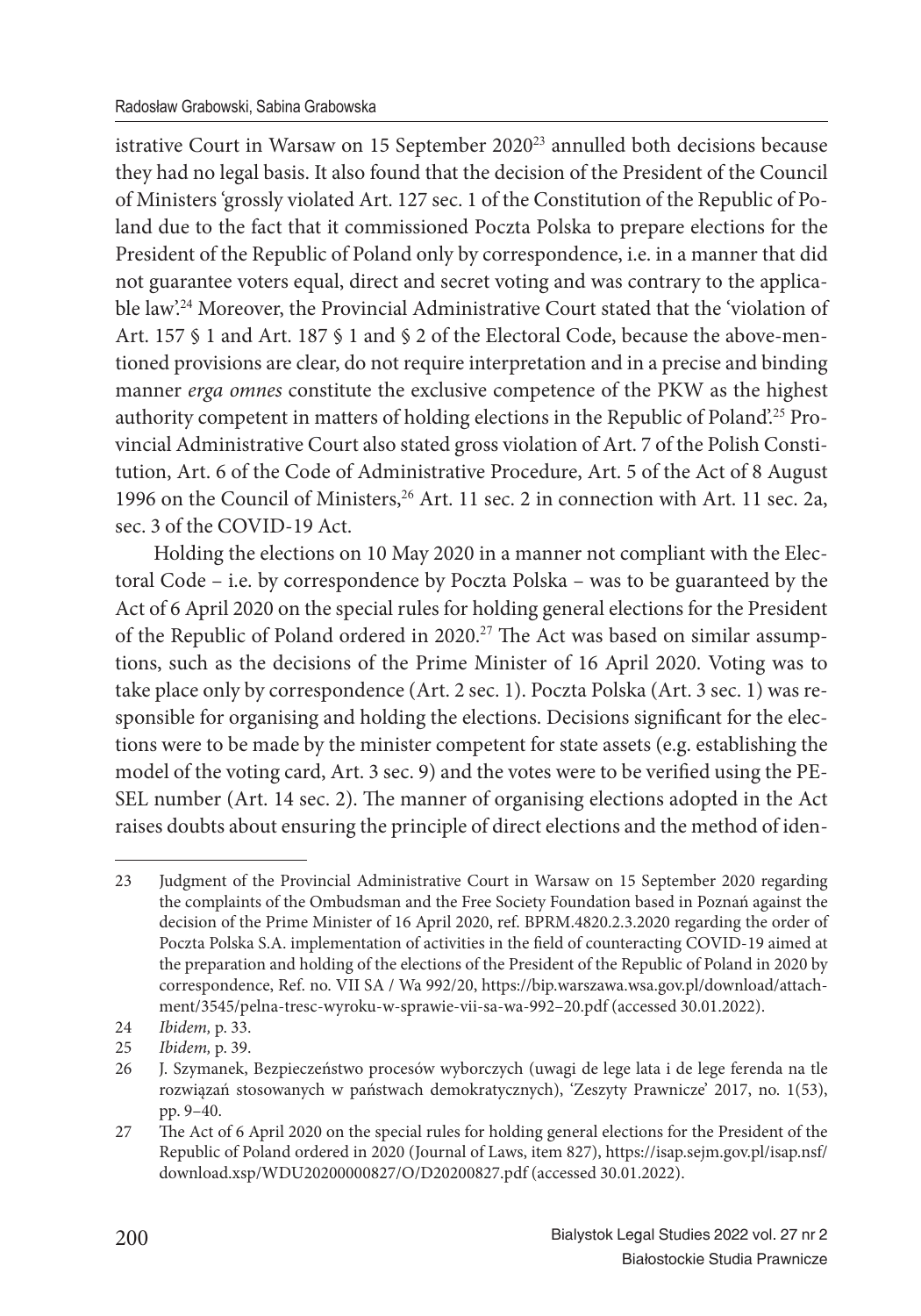istrative Court in Warsaw on 15 September 2020[23] annulled both decisions because they had no legal basis. It also found that the decision of the President of the Council of Ministers 'grossly violated Art. 127 sec. 1 of the Constitution of the Republic of Poland due to the fact that it commissioned Poczta Polska to prepare elections for the President of the Republic of Poland only by correspondence, i.e. in a manner that did not guarantee voters equal, direct and secret voting and was contrary to the applicable law'.[24] Moreover, the Provincial Administrative Court stated that the 'violation of Art. 157 § 1 and Art. 187 § 1 and § 2 of the Electoral Code, because the above-mentioned provisions are clear, do not require interpretation and in a precise and binding manner *erga omnes* constitute the exclusive competence of the PKW as the highest authority competent in matters of holding elections in the Republic of Poland'.[25] Provincial Administrative Court also stated gross violation of Art. 7 of the Polish Constitution, Art. 6 of the Code of Administrative Procedure, Art. 5 of the Act of 8 August 1996 on the Council of Ministers,[26] Art. 11 sec. 2 in connection with Art. 11 sec. 2a, sec. 3 of the COVID-19 Act.

Holding the elections on 10 May 2020 in a manner not compliant with the Electoral Code – i.e. by correspondence by Poczta Polska – was to be guaranteed by the Act of 6 April 2020 on the special rules for holding general elections for the President of the Republic of Poland ordered in 2020.[27] The Act was based on similar assumptions, such as the decisions of the Prime Minister of 16 April 2020. Voting was to take place only by correspondence (Art. 2 sec. 1). Poczta Polska (Art. 3 sec. 1) was responsible for organising and holding the elections. Decisions significant for the elections were to be made by the minister competent for state assets (e.g. establishing the model of the voting card, Art. 3 sec. 9) and the votes were to be verified using the PESEL number (Art. 14 sec. 2). The manner of organising elections adopted in the Act raises doubts about ensuring the principle of direct elections and the method of iden-

---

23 Judgment of the Provincial Administrative Court in Warsaw on 15 September 2020 regarding the complaints of the Ombudsman and the Free Society Foundation based in Poznań against the decision of the Prime Minister of 16 April 2020, ref. BPRM.4820.2.3.2020 regarding the order of Poczta Polska S.A. implementation of activities in the field of counteracting COVID-19 aimed at the preparation and holding of the elections of the President of the Republic of Poland in 2020 by correspondence, Ref. no. VII SA / Wa 992/20, https://bip.warszawa.wsa.gov.pl/download/attachment/3545/pelna-tresc-wyroku-w-sprawie-vii-sa-wa-992–20.pdf (accessed 30.01.2022).

24 *Ibidem,* p. 33.

25 *Ibidem,* p. 39.

26 J. Szymanek, Bezpieczeństwo procesów wyborczych (uwagi de lege lata i de lege ferenda na tle rozwiązań stosowanych w państwach demokratycznych), 'Zeszyty Prawnicze' 2017, no. 1(53), pp. 9–40.

27 The Act of 6 April 2020 on the special rules for holding general elections for the President of the Republic of Poland ordered in 2020 (Journal of Laws, item 827), https://isap.sejm.gov.pl/isap.nsf/download.xsp/WDU20200000827/O/D20200827.pdf (accessed 30.01.2022).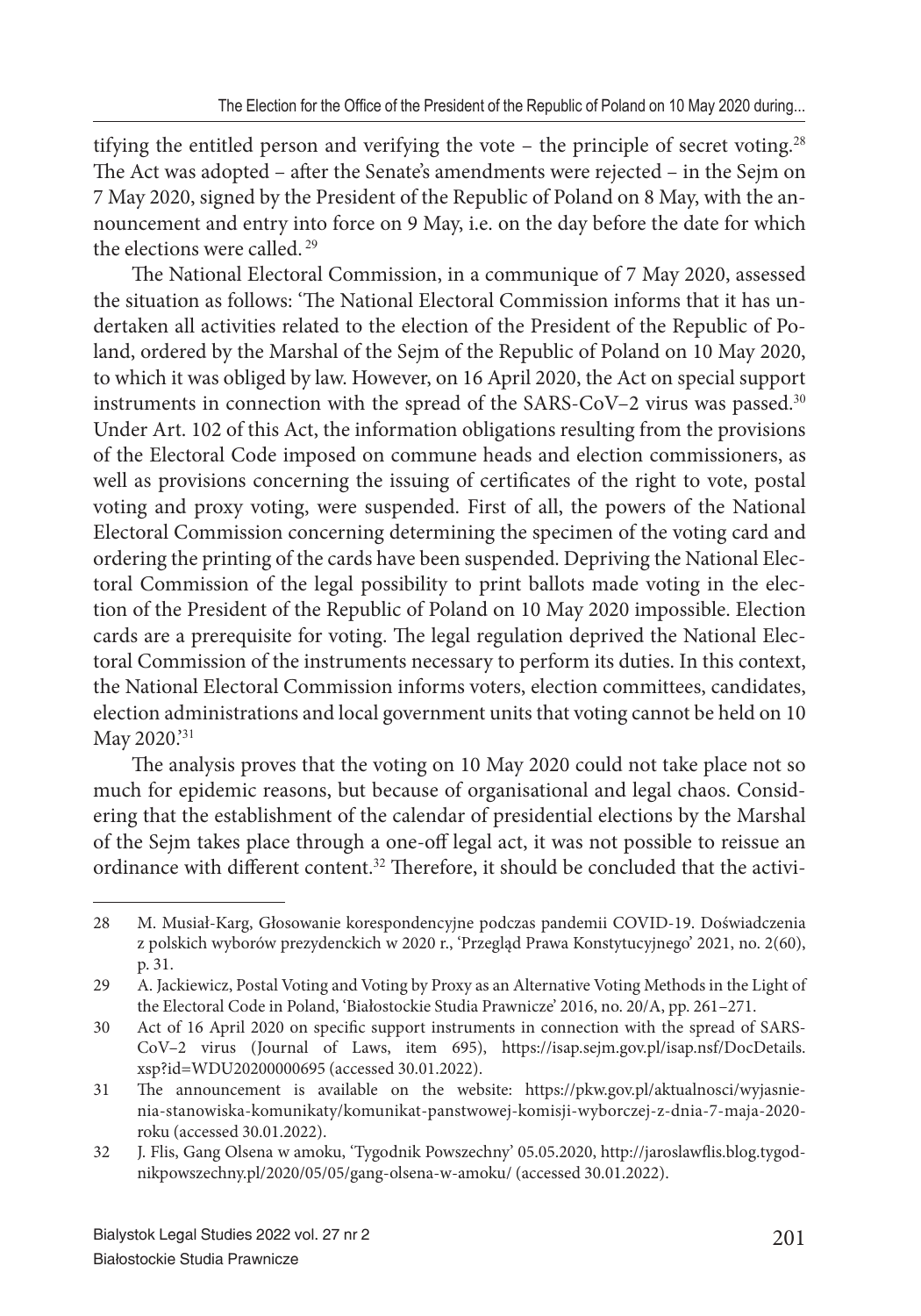tifying the entitled person and verifying the vote – the principle of secret voting.[28] The Act was adopted – after the Senate's amendments were rejected – in the Sejm on 7 May 2020, signed by the President of the Republic of Poland on 8 May, with the announcement and entry into force on 9 May, i.e. on the day before the date for which the elections were called. [29]

The National Electoral Commission, in a communique of 7 May 2020, assessed the situation as follows: 'The National Electoral Commission informs that it has undertaken all activities related to the election of the President of the Republic of Poland, ordered by the Marshal of the Sejm of the Republic of Poland on 10 May 2020, to which it was obliged by law. However, on 16 April 2020, the Act on special support instruments in connection with the spread of the SARS-CoV–2 virus was passed.[30] Under Art. 102 of this Act, the information obligations resulting from the provisions of the Electoral Code imposed on commune heads and election commissioners, as well as provisions concerning the issuing of certificates of the right to vote, postal voting and proxy voting, were suspended. First of all, the powers of the National Electoral Commission concerning determining the specimen of the voting card and ordering the printing of the cards have been suspended. Depriving the National Electoral Commission of the legal possibility to print ballots made voting in the election of the President of the Republic of Poland on 10 May 2020 impossible. Election cards are a prerequisite for voting. The legal regulation deprived the National Electoral Commission of the instruments necessary to perform its duties. In this context, the National Electoral Commission informs voters, election committees, candidates, election administrations and local government units that voting cannot be held on 10 May 2020.'[31]

The analysis proves that the voting on 10 May 2020 could not take place not so much for epidemic reasons, but because of organisational and legal chaos. Considering that the establishment of the calendar of presidential elections by the Marshal of the Sejm takes place through a one-off legal act, it was not possible to reissue an ordinance with different content.[32] Therefore, it should be concluded that the activi-

---

28 M. Musiał-Karg, Głosowanie korespondencyjne podczas pandemii COVID-19. Doświadczenia z polskich wyborów prezydenckich w 2020 r., 'Przegląd Prawa Konstytucyjnego' 2021, no. 2(60), p. 31.

29 A. Jackiewicz, Postal Voting and Voting by Proxy as an Alternative Voting Methods in the Light of the Electoral Code in Poland, 'Białostockie Studia Prawnicze' 2016, no. 20/A, pp. 261–271.

30 Act of 16 April 2020 on specific support instruments in connection with the spread of SARS-CoV–2 virus (Journal of Laws, item 695), https://isap.sejm.gov.pl/isap.nsf/DocDetails.xsp?id=WDU20200000695 (accessed 30.01.2022).

31 The announcement is available on the website: https://pkw.gov.pl/aktualnosci/wyjasnienia-stanowiska-komunikaty/komunikat-panstwowej-komisji-wyborczej-z-dnia-7-maja-2020-roku (accessed 30.01.2022).

32 J. Flis, Gang Olsena w amoku, 'Tygodnik Powszechny' 05.05.2020, http://jaroslawflis.blog.tygodnikpowszechny.pl/2020/05/05/gang-olsena-w-amoku/ (accessed 30.01.2022).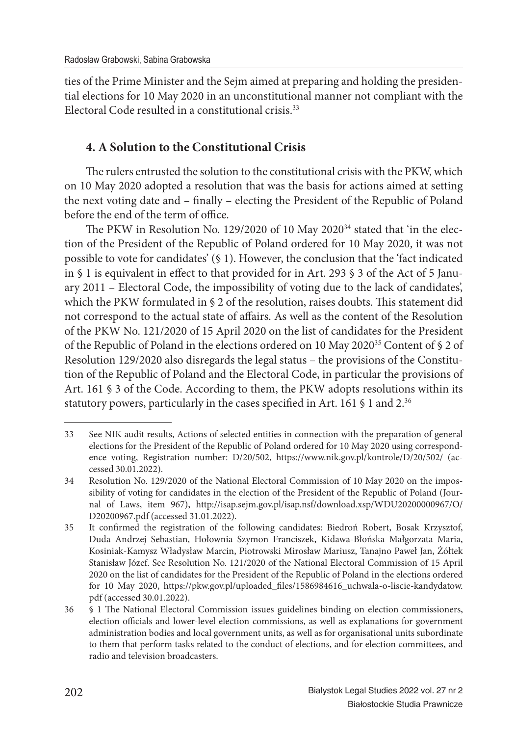ties of the Prime Minister and the Sejm aimed at preparing and holding the presidential elections for 10 May 2020 in an unconstitutional manner not compliant with the Electoral Code resulted in a constitutional crisis.[33]

## 4. A Solution to the Constitutional Crisis

The rulers entrusted the solution to the constitutional crisis with the PKW, which on 10 May 2020 adopted a resolution that was the basis for actions aimed at setting the next voting date and – finally – electing the President of the Republic of Poland before the end of the term of office.

The PKW in Resolution No. 129/2020 of 10 May 2020[34] stated that 'in the election of the President of the Republic of Poland ordered for 10 May 2020, it was not possible to vote for candidates' (§ 1). However, the conclusion that the 'fact indicated in § 1 is equivalent in effect to that provided for in Art. 293 § 3 of the Act of 5 January 2011 – Electoral Code, the impossibility of voting due to the lack of candidates', which the PKW formulated in § 2 of the resolution, raises doubts. This statement did not correspond to the actual state of affairs. As well as the content of the Resolution of the PKW No. 121/2020 of 15 April 2020 on the list of candidates for the President of the Republic of Poland in the elections ordered on 10 May 2020[35] Content of § 2 of Resolution 129/2020 also disregards the legal status – the provisions of the Constitution of the Republic of Poland and the Electoral Code, in particular the provisions of Art. 161 § 3 of the Code. According to them, the PKW adopts resolutions within its statutory powers, particularly in the cases specified in Art. 161 § 1 and 2.[36]

---

33 See NIK audit results, Actions of selected entities in connection with the preparation of general elections for the President of the Republic of Poland ordered for 10 May 2020 using correspondence voting, Registration number: D/20/502, https://www.nik.gov.pl/kontrole/D/20/502/ (accessed 30.01.2022).

34 Resolution No. 129/2020 of the National Electoral Commission of 10 May 2020 on the impossibility of voting for candidates in the election of the President of the Republic of Poland (Journal of Laws, item 967), http://isap.sejm.gov.pl/isap.nsf/download.xsp/WDU20200000967/O/D20200967.pdf (accessed 31.01.2022).

35 It confirmed the registration of the following candidates: Biedroń Robert, Bosak Krzysztof, Duda Andrzej Sebastian, Hołownia Szymon Franciszek, Kidawa-Błońska Małgorzata Maria, Kosiniak-Kamysz Władysław Marcin, Piotrowski Mirosław Mariusz, Tanajno Paweł Jan, Żółtek Stanisław Józef. See Resolution No. 121/2020 of the National Electoral Commission of 15 April 2020 on the list of candidates for the President of the Republic of Poland in the elections ordered for 10 May 2020, https://pkw.gov.pl/uploaded_files/1586984616_uchwala-o-liscie-kandydatow.pdf (accessed 30.01.2022).

36 § 1 The National Electoral Commission issues guidelines binding on election commissioners, election officials and lower-level election commissions, as well as explanations for government administration bodies and local government units, as well as for organisational units subordinate to them that perform tasks related to the conduct of elections, and for election committees, and radio and television broadcasters.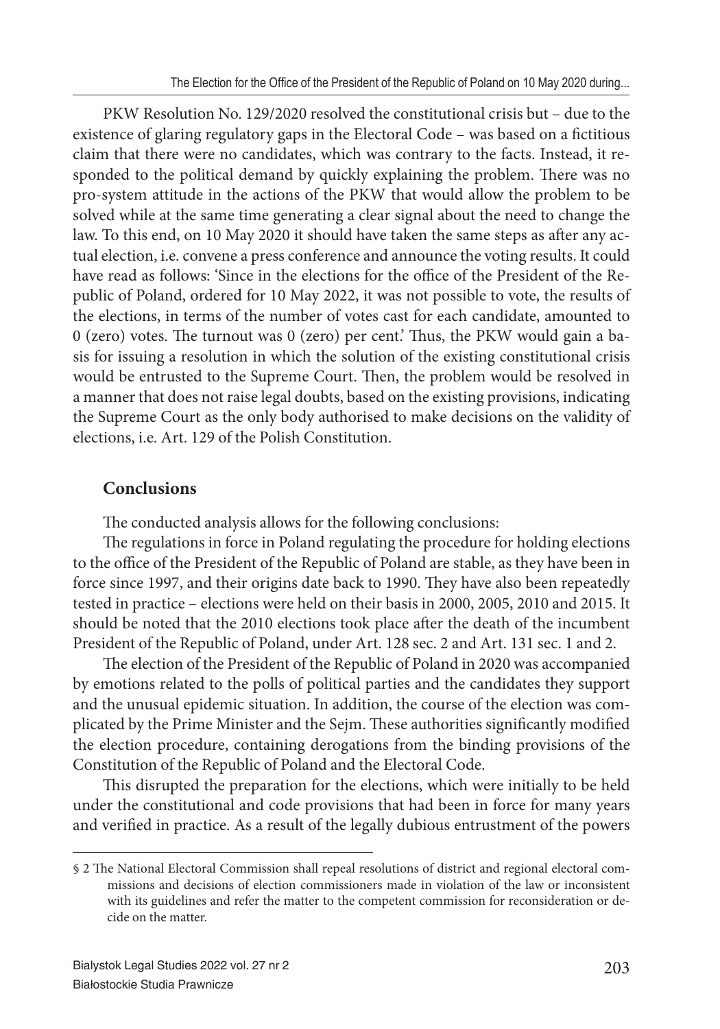PKW Resolution No. 129/2020 resolved the constitutional crisis but – due to the existence of glaring regulatory gaps in the Electoral Code – was based on a fictitious claim that there were no candidates, which was contrary to the facts. Instead, it responded to the political demand by quickly explaining the problem. There was no pro-system attitude in the actions of the PKW that would allow the problem to be solved while at the same time generating a clear signal about the need to change the law. To this end, on 10 May 2020 it should have taken the same steps as after any actual election, i.e. convene a press conference and announce the voting results. It could have read as follows: 'Since in the elections for the office of the President of the Republic of Poland, ordered for 10 May 2022, it was not possible to vote, the results of the elections, in terms of the number of votes cast for each candidate, amounted to 0 (zero) votes. The turnout was 0 (zero) per cent.' Thus, the PKW would gain a basis for issuing a resolution in which the solution of the existing constitutional crisis would be entrusted to the Supreme Court. Then, the problem would be resolved in a manner that does not raise legal doubts, based on the existing provisions, indicating the Supreme Court as the only body authorised to make decisions on the validity of elections, i.e. Art. 129 of the Polish Constitution.

## Conclusions

The conducted analysis allows for the following conclusions:

The regulations in force in Poland regulating the procedure for holding elections to the office of the President of the Republic of Poland are stable, as they have been in force since 1997, and their origins date back to 1990. They have also been repeatedly tested in practice – elections were held on their basis in 2000, 2005, 2010 and 2015. It should be noted that the 2010 elections took place after the death of the incumbent President of the Republic of Poland, under Art. 128 sec. 2 and Art. 131 sec. 1 and 2.

The election of the President of the Republic of Poland in 2020 was accompanied by emotions related to the polls of political parties and the candidates they support and the unusual epidemic situation. In addition, the course of the election was complicated by the Prime Minister and the Sejm. These authorities significantly modified the election procedure, containing derogations from the binding provisions of the Constitution of the Republic of Poland and the Electoral Code.

This disrupted the preparation for the elections, which were initially to be held under the constitutional and code provisions that had been in force for many years and verified in practice. As a result of the legally dubious entrustment of the powers

---

§ 2 The National Electoral Commission shall repeal resolutions of district and regional electoral commissions and decisions of election commissioners made in violation of the law or inconsistent with its guidelines and refer the matter to the competent commission for reconsideration or decide on the matter.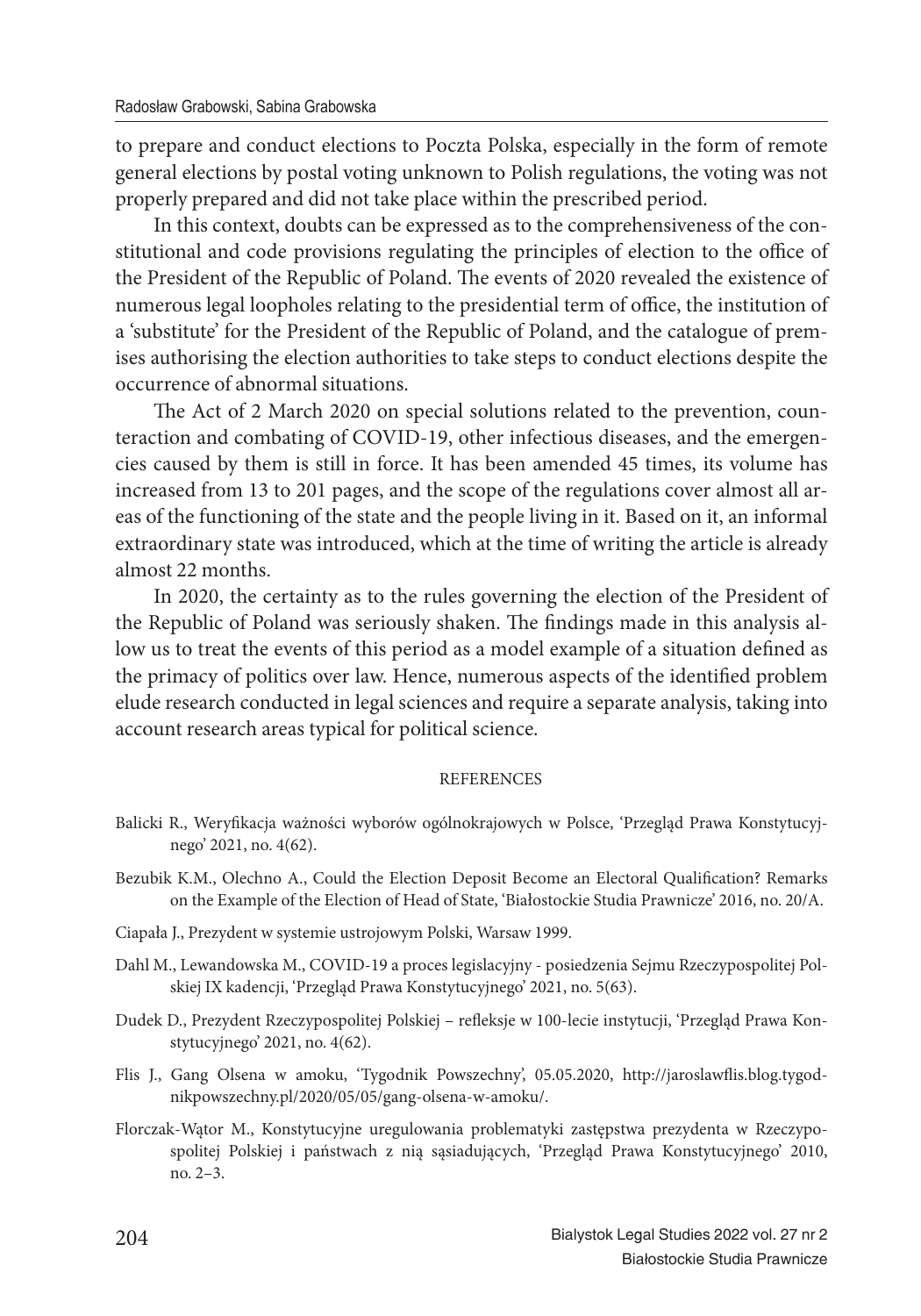to prepare and conduct elections to Poczta Polska, especially in the form of remote general elections by postal voting unknown to Polish regulations, the voting was not properly prepared and did not take place within the prescribed period.

In this context, doubts can be expressed as to the comprehensiveness of the constitutional and code provisions regulating the principles of election to the office of the President of the Republic of Poland. The events of 2020 revealed the existence of numerous legal loopholes relating to the presidential term of office, the institution of a 'substitute' for the President of the Republic of Poland, and the catalogue of premises authorising the election authorities to take steps to conduct elections despite the occurrence of abnormal situations.

The Act of 2 March 2020 on special solutions related to the prevention, counteraction and combating of COVID-19, other infectious diseases, and the emergencies caused by them is still in force. It has been amended 45 times, its volume has increased from 13 to 201 pages, and the scope of the regulations cover almost all areas of the functioning of the state and the people living in it. Based on it, an informal extraordinary state was introduced, which at the time of writing the article is already almost 22 months.

In 2020, the certainty as to the rules governing the election of the President of the Republic of Poland was seriously shaken. The findings made in this analysis allow us to treat the events of this period as a model example of a situation defined as the primacy of politics over law. Hence, numerous aspects of the identified problem elude research conducted in legal sciences and require a separate analysis, taking into account research areas typical for political science.

## REFERENCES

Balicki R., Weryfikacja ważności wyborów ogólnokrajowych w Polsce, 'Przegląd Prawa Konstytucyjnego' 2021, no. 4(62).

Bezubik K.M., Olechno A., Could the Election Deposit Become an Electoral Qualification? Remarks on the Example of the Election of Head of State, 'Białostockie Studia Prawnicze' 2016, no. 20/A.

Ciapała J., Prezydent w systemie ustrojowym Polski, Warsaw 1999.

Dahl M., Lewandowska M., COVID-19 a proces legislacyjny - posiedzenia Sejmu Rzeczypospolitej Polskiej IX kadencji, 'Przegląd Prawa Konstytucyjnego' 2021, no. 5(63).

Dudek D., Prezydent Rzeczypospolitej Polskiej – refleksje w 100-lecie instytucji, 'Przegląd Prawa Konstytucyjnego' 2021, no. 4(62).

Flis J., Gang Olsena w amoku, 'Tygodnik Powszechny', 05.05.2020, http://jaroslawflis.blog.tygodnikpowszechny.pl/2020/05/05/gang-olsena-w-amoku/.

Florczak-Wątor M., Konstytucyjne uregulowania problematyki zastępstwa prezydenta w Rzeczypospolitej Polskiej i państwach z nią sąsiadujących, 'Przegląd Prawa Konstytucyjnego' 2010, no. 2–3.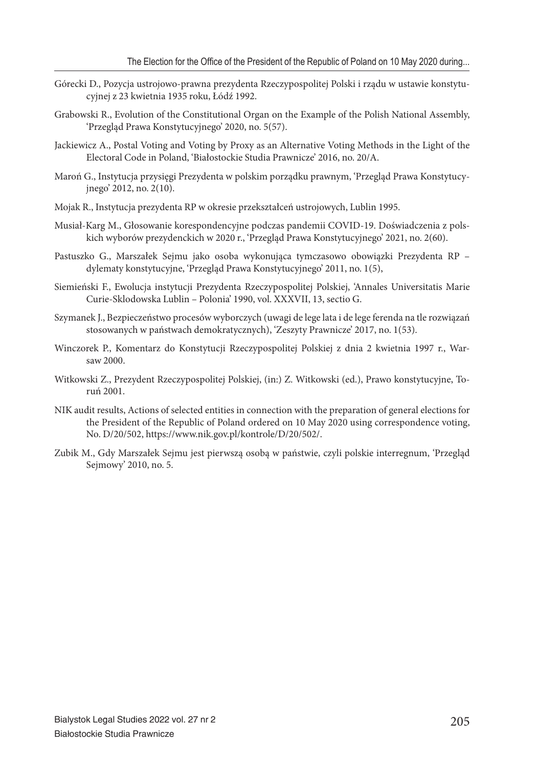Górecki D., Pozycja ustrojowo-prawna prezydenta Rzeczypospolitej Polski i rządu w ustawie konstytucyjnej z 23 kwietnia 1935 roku, Łódź 1992.

Grabowski R., Evolution of the Constitutional Organ on the Example of the Polish National Assembly, 'Przegląd Prawa Konstytucyjnego' 2020, no. 5(57).

Jackiewicz A., Postal Voting and Voting by Proxy as an Alternative Voting Methods in the Light of the Electoral Code in Poland, 'Białostockie Studia Prawnicze' 2016, no. 20/A.

Maroń G., Instytucja przysięgi Prezydenta w polskim porządku prawnym, 'Przegląd Prawa Konstytucyjnego' 2012, no. 2(10).

Mojak R., Instytucja prezydenta RP w okresie przekształceń ustrojowych, Lublin 1995.

Musiał-Karg M., Głosowanie korespondencyjne podczas pandemii COVID-19. Doświadczenia z polskich wyborów prezydenckich w 2020 r., 'Przegląd Prawa Konstytucyjnego' 2021, no. 2(60).

Pastuszko G., Marszałek Sejmu jako osoba wykonująca tymczasowo obowiązki Prezydenta RP – dylematy konstytucyjne, 'Przegląd Prawa Konstytucyjnego' 2011, no. 1(5),

Siemieński F., Ewolucja instytucji Prezydenta Rzeczypospolitej Polskiej, 'Annales Universitatis Marie Curie-Sklodowska Lublin – Polonia' 1990, vol. XXXVII, 13, sectio G.

Szymanek J., Bezpieczeństwo procesów wyborczych (uwagi de lege lata i de lege ferenda na tle rozwiązań stosowanych w państwach demokratycznych), 'Zeszyty Prawnicze' 2017, no. 1(53).

Winczorek P., Komentarz do Konstytucji Rzeczypospolitej Polskiej z dnia 2 kwietnia 1997 r., Warsaw 2000.

Witkowski Z., Prezydent Rzeczypospolitej Polskiej, (in:) Z. Witkowski (ed.), Prawo konstytucyjne, Toruń 2001.

NIK audit results, Actions of selected entities in connection with the preparation of general elections for the President of the Republic of Poland ordered on 10 May 2020 using correspondence voting, No. D/20/502, https://www.nik.gov.pl/kontrole/D/20/502/.

Zubik M., Gdy Marszałek Sejmu jest pierwszą osobą w państwie, czyli polskie interregnum, 'Przegląd Sejmowy' 2010, no. 5.